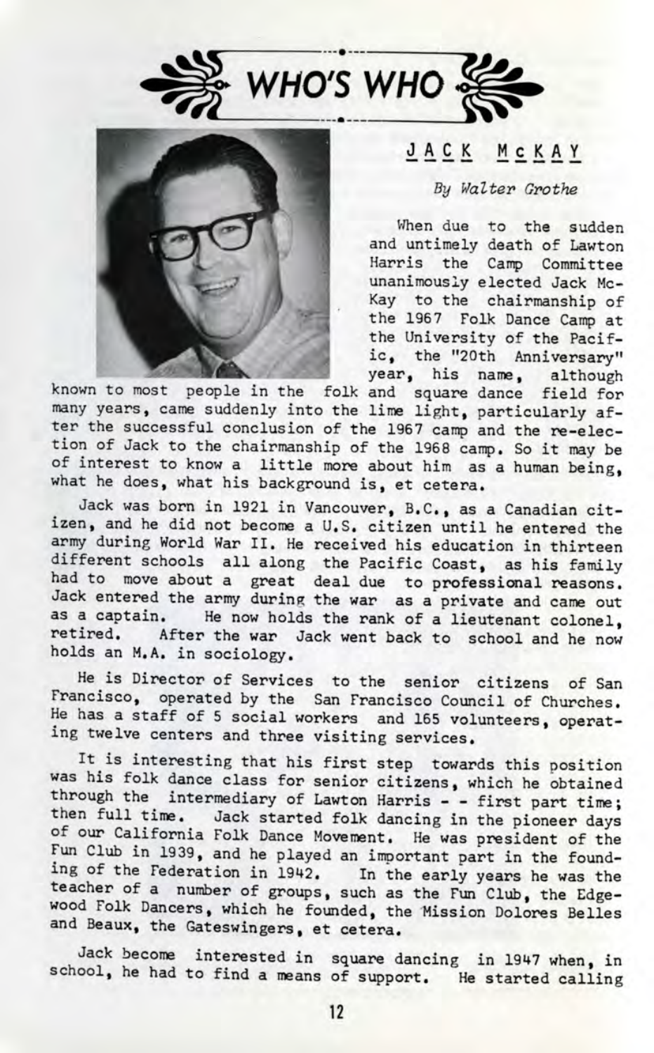# WHO'S WHO

## JACK McKAY

*By Walter Grothe*

When due to the sudden and untimely death of Lawton Harris the Camp Committee unanimously elected Jack McKay to the chairmanship of the 1967 Folk Dance Camp at the University of the Pacific, the "20th Anniversary" year, his name, although known to most people in the folk and square dance field for many years, came suddenly into the lime light, particularly after the successful conclusion of the 1967 camp and the re-election of Jack to the chairmanship of the 1968 camp. So it may be of interest to know a little more about him as a human being, what he does, what his background is, et cetera.

Jack was born in 1921 in Vancouver, B.C., as a Canadian citizen, and he did not become a U.S. citizen until he entered the army during World War II. He received his education in thirteen different schools all along the Pacific Coast, as his family had to move about a great deal due to professional reasons. Jack entered the army during the war as a private and came out as a captain. He now holds the rank of a lieutenant colonel, retired. After the war Jack went back to school and he now holds an M.A. in sociology.

He is Director of Services to the senior citizens of San Francisco, operated by the San Francisco Council of Churches. He has a staff of 5 social workers and 165 volunteers, operating twelve centers and three visiting services.

It is interesting that his first step towards this position was his folk dance class for senior citizens, which he obtained through the intermediary of Lawton Harris - - first part time; then full time. Jack started folk dancing in the pioneer days of our California Folk Dance Movement. He was president of the Fun Club in 1939, and he played an important part in the founding of the Federation in 1942. In the early years he was the teacher of a number of groups, such as the Fun Club, the Edgewood Folk Dancers, which he founded, the Mission Dolores Belles and Beaux, the Gateswingers, et cetera.

Jack become interested in square dancing in 1947 when, in school, he had to find a means of support. He started calling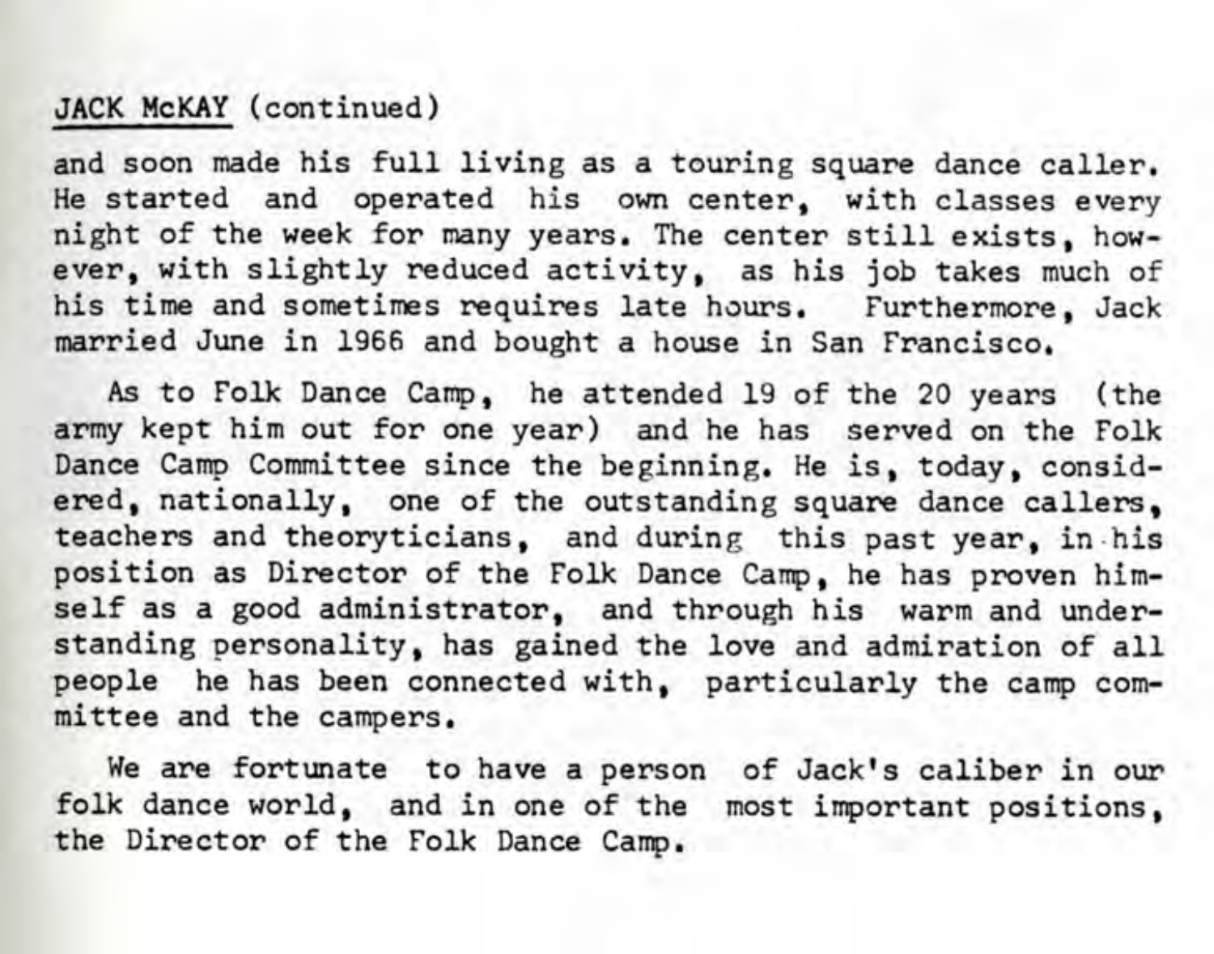<u>JACK McKAY</u> (continued)

and soon made his full living as a touring square dance caller. He started and operated his own center, with classes every night of the week for many years. The center still exists, however, with slightly reduced activity, as his job takes much of his time and sometimes requires late hours. Furthermore, Jack married June in 1966 and bought a house in San Francisco.

As to Folk Dance Camp, he attended 19 of the 20 years (the army kept him out for one year) and he has served on the Folk Dance Camp Committee since the beginning. He is, today, considered, nationally, one of the outstanding square dance callers, teachers and theoryticians, and during this past year, in his position as Director of the Folk Dance Camp, he has proven himself as a good administrator, and through his warm and understanding personality, has gained the love and admiration of all people he has been connected with, particularly the camp committee and the campers.

We are fortunate to have a person of Jack's caliber in our folk dance world, and in one of the most important positions, the Director of the Folk Dance Camp.